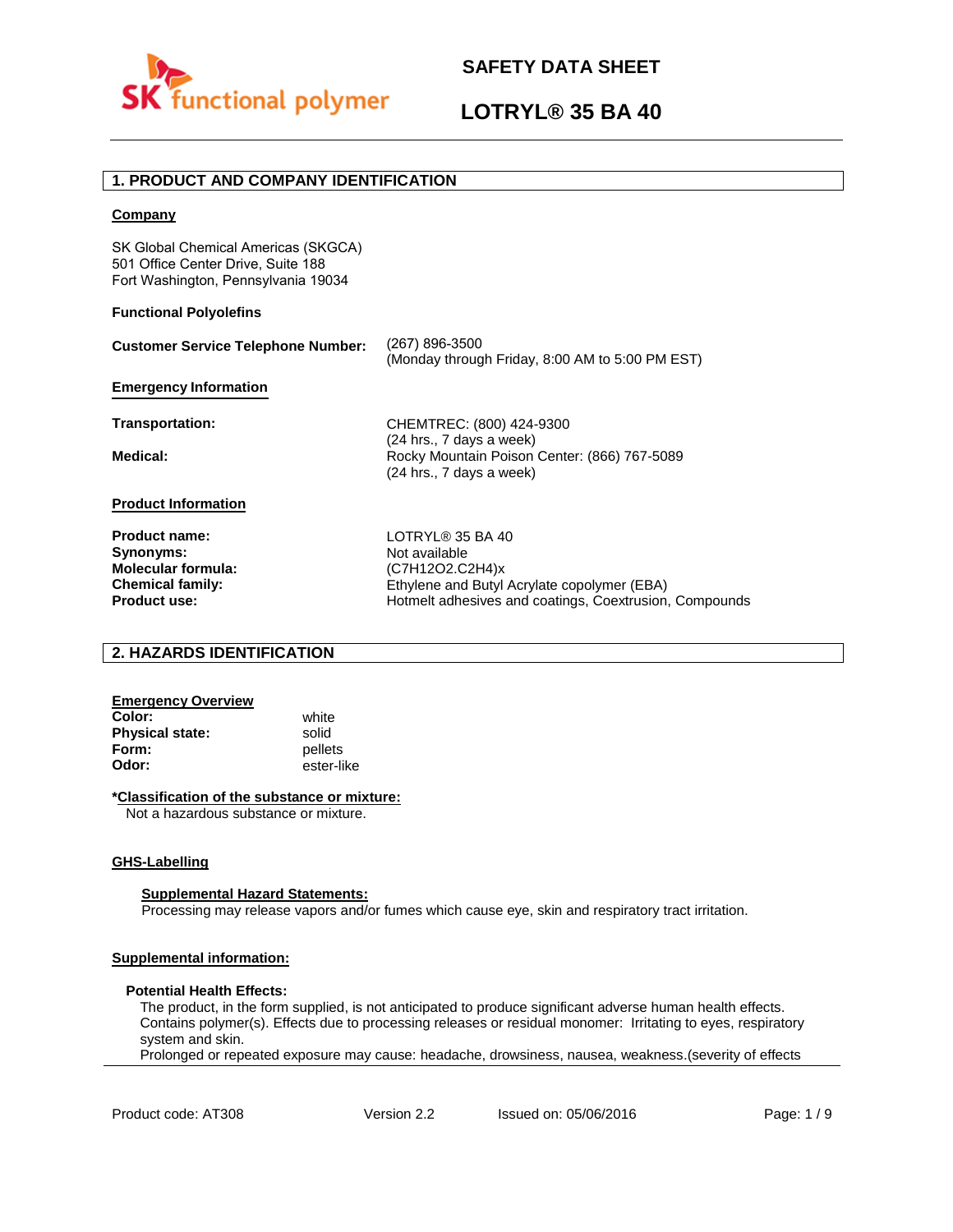# SAFETY DATA SHEET

# LOTRYL® 35 BA 40

## 1. PRODUCT AND COMPANY IDENTIFICATION

**Company**

SK Global Chemical Americas (SKGCA)
501 Office Center Drive, Suite 188
Fort Washington, Pennsylvania 19034

**Functional Polyolefins**

**Customer Service Telephone Number:** (267) 896-3500
(Monday through Friday, 8:00 AM to 5:00 PM EST)

**Emergency Information**

**Transportation:** CHEMTREC: (800) 424-9300
(24 hrs., 7 days a week)

**Medical:** Rocky Mountain Poison Center: (866) 767-5089
(24 hrs., 7 days a week)

**Product Information**

**Product name:** LOTRYL® 35 BA 40
**Synonyms:** Not available
**Molecular formula:** $(C_7H_{12}O_2.C_2H_4)_x$
**Chemical family:** Ethylene and Butyl Acrylate copolymer (EBA)
**Product use:** Hotmelt adhesives and coatings, Coextrusion, Compounds

## 2. HAZARDS IDENTIFICATION

**Emergency Overview**

**Color:** white
**Physical state:** solid
**Form:** pellets
**Odor:** ester-like

***Classification of the substance or mixture:**
Not a hazardous substance or mixture.

**GHS-Labelling**

**Supplemental Hazard Statements:**
Processing may release vapors and/or fumes which cause eye, skin and respiratory tract irritation.

**Supplemental information:**

**Potential Health Effects:**
The product, in the form supplied, is not anticipated to produce significant adverse human health effects.
Contains polymer(s). Effects due to processing releases or residual monomer: Irritating to eyes, respiratory system and skin.
Prolonged or repeated exposure may cause: headache, drowsiness, nausea, weakness.(severity of effects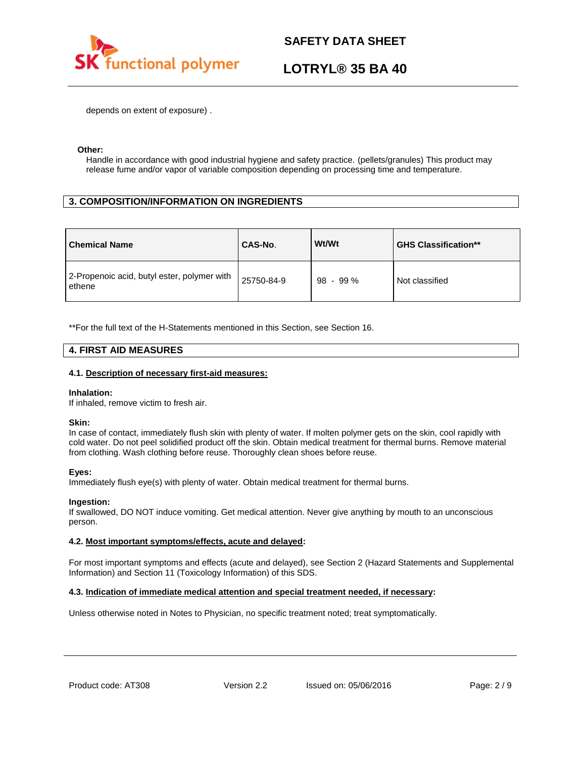depends on extent of exposure) .

**Other:**

Handle in accordance with good industrial hygiene and safety practice. (pellets/granules) This product may release fume and/or vapor of variable composition depending on processing time and temperature.

## 3. COMPOSITION/INFORMATION ON INGREDIENTS

| Chemical Name | CAS-No. | Wt/Wt | GHS Classification** |
|---|---|---|---|
| 2-Propenoic acid, butyl ester, polymer with ethene | 25750-84-9 | 98 - 99 % | Not classified |

**For the full text of the H-Statements mentioned in this Section, see Section 16.

## 4. FIRST AID MEASURES

### 4.1. Description of necessary first-aid measures:

**Inhalation:**

If inhaled, remove victim to fresh air.

**Skin:**

In case of contact, immediately flush skin with plenty of water. If molten polymer gets on the skin, cool rapidly with cold water. Do not peel solidified product off the skin. Obtain medical treatment for thermal burns. Remove material from clothing. Wash clothing before reuse. Thoroughly clean shoes before reuse.

**Eyes:**

Immediately flush eye(s) with plenty of water. Obtain medical treatment for thermal burns.

**Ingestion:**

If swallowed, DO NOT induce vomiting. Get medical attention. Never give anything by mouth to an unconscious person.

### 4.2. Most important symptoms/effects, acute and delayed:

For most important symptoms and effects (acute and delayed), see Section 2 (Hazard Statements and Supplemental Information) and Section 11 (Toxicology Information) of this SDS.

### 4.3. Indication of immediate medical attention and special treatment needed, if necessary:

Unless otherwise noted in Notes to Physician, no specific treatment noted; treat symptomatically.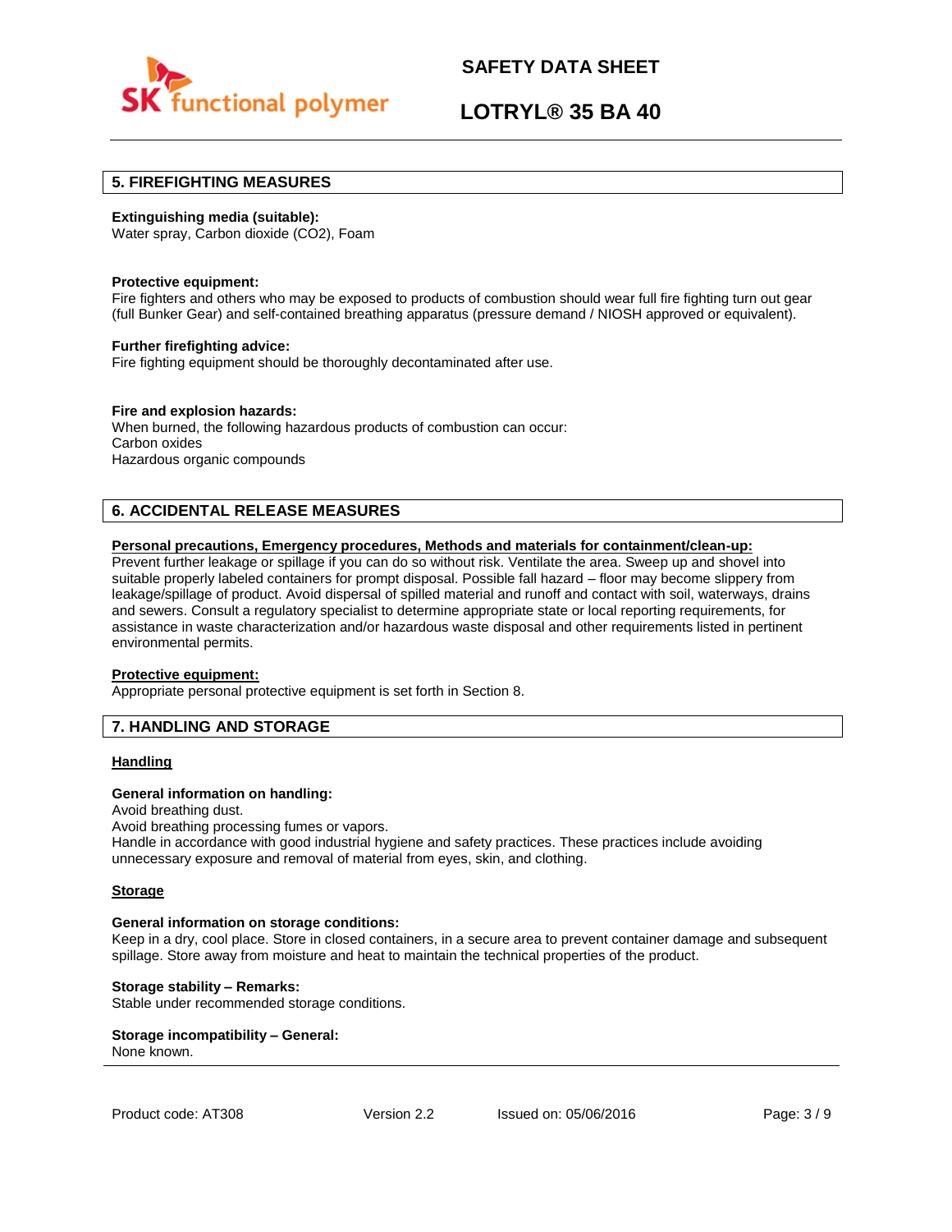## 5. FIREFIGHTING MEASURES

**Extinguishing media (suitable):**
Water spray, Carbon dioxide ($CO_2$), Foam

**Protective equipment:**
Fire fighters and others who may be exposed to products of combustion should wear full fire fighting turn out gear (full Bunker Gear) and self-contained breathing apparatus (pressure demand / NIOSH approved or equivalent).

**Further firefighting advice:**
Fire fighting equipment should be thoroughly decontaminated after use.

**Fire and explosion hazards:**
When burned, the following hazardous products of combustion can occur:
Carbon oxides
Hazardous organic compounds

## 6. ACCIDENTAL RELEASE MEASURES

**Personal precautions, Emergency procedures, Methods and materials for containment/clean-up:**
Prevent further leakage or spillage if you can do so without risk. Ventilate the area. Sweep up and shovel into suitable properly labeled containers for prompt disposal. Possible fall hazard – floor may become slippery from leakage/spillage of product. Avoid dispersal of spilled material and runoff and contact with soil, waterways, drains and sewers. Consult a regulatory specialist to determine appropriate state or local reporting requirements, for assistance in waste characterization and/or hazardous waste disposal and other requirements listed in pertinent environmental permits.

**Protective equipment:**
Appropriate personal protective equipment is set forth in Section 8.

## 7. HANDLING AND STORAGE

### Handling

**General information on handling:**
Avoid breathing dust.
Avoid breathing processing fumes or vapors.
Handle in accordance with good industrial hygiene and safety practices. These practices include avoiding unnecessary exposure and removal of material from eyes, skin, and clothing.

### Storage

**General information on storage conditions:**
Keep in a dry, cool place. Store in closed containers, in a secure area to prevent container damage and subsequent spillage. Store away from moisture and heat to maintain the technical properties of the product.

**Storage stability – Remarks:**
Stable under recommended storage conditions.

**Storage incompatibility – General:**
None known.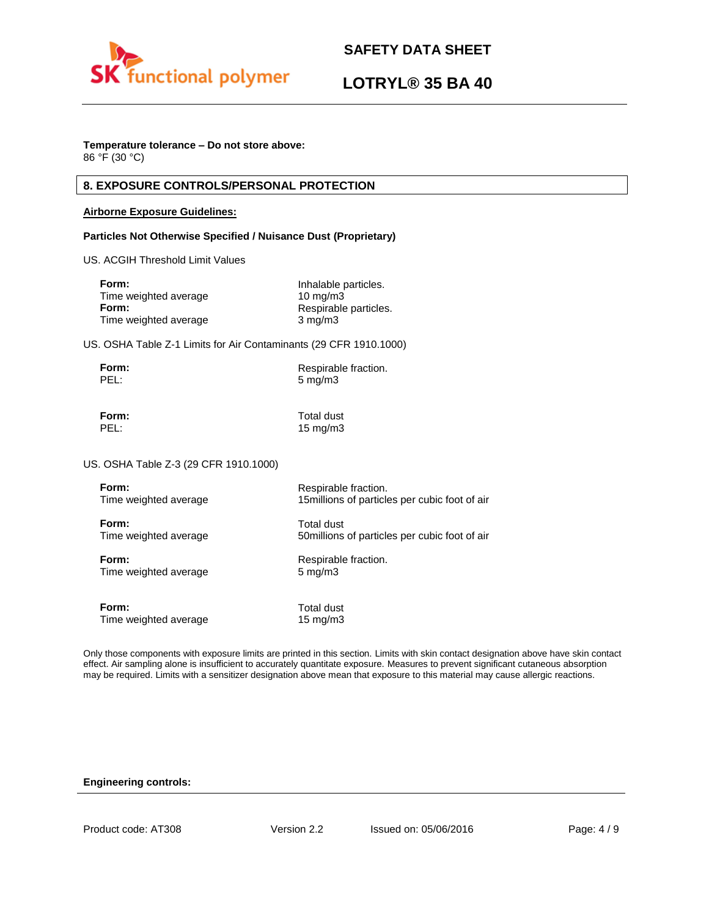**Temperature tolerance – Do not store above:**
86 °F (30 °C)

## 8. EXPOSURE CONTROLS/PERSONAL PROTECTION

**Airborne Exposure Guidelines:**

**Particles Not Otherwise Specified / Nuisance Dust (Proprietary)**

US. ACGIH Threshold Limit Values

| | |
|---|---|
| **Form:** | Inhalable particles. |
| Time weighted average | 10 mg/m3 |
| **Form:** | Respirable particles. |
| Time weighted average | 3 mg/m3 |

US. OSHA Table Z-1 Limits for Air Contaminants (29 CFR 1910.1000)

| | |
|---|---|
| **Form:** | Respirable fraction. |
| PEL: | 5 mg/m3 |
| **Form:** | Total dust |
| PEL: | 15 mg/m3 |

US. OSHA Table Z-3 (29 CFR 1910.1000)

| | |
|---|---|
| **Form:** | Respirable fraction. |
| Time weighted average | 15millions of particles per cubic foot of air |
| **Form:** | Total dust |
| Time weighted average | 50millions of particles per cubic foot of air |
| **Form:** | Respirable fraction. |
| Time weighted average | 5 mg/m3 |
| **Form:** | Total dust |
| Time weighted average | 15 mg/m3 |

Only those components with exposure limits are printed in this section. Limits with skin contact designation above have skin contact effect. Air sampling alone is insufficient to accurately quantitate exposure. Measures to prevent significant cutaneous absorption may be required. Limits with a sensitizer designation above mean that exposure to this material may cause allergic reactions.

**Engineering controls:**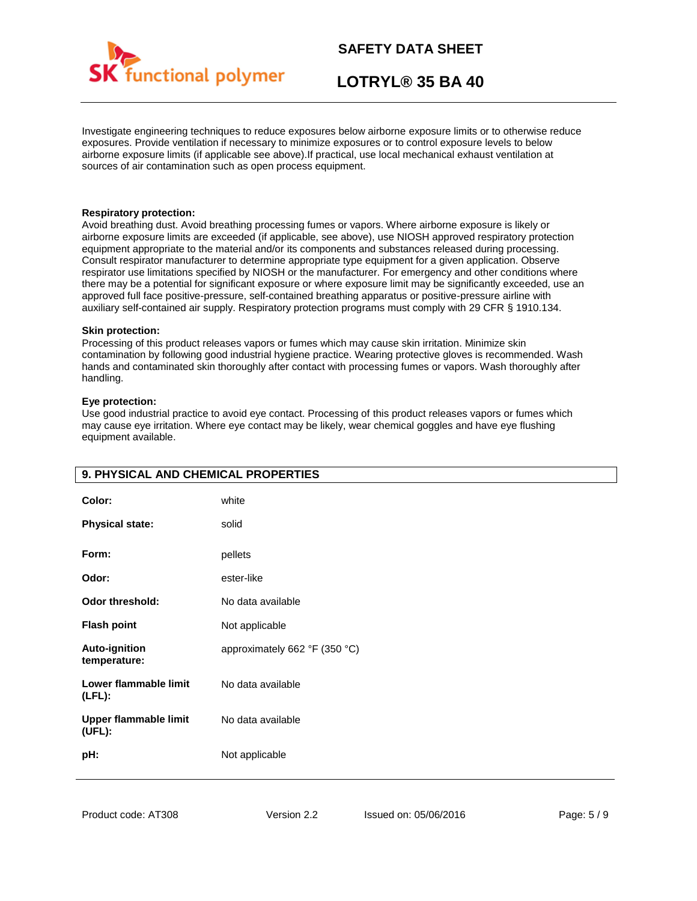Investigate engineering techniques to reduce exposures below airborne exposure limits or to otherwise reduce exposures. Provide ventilation if necessary to minimize exposures or to control exposure levels to below airborne exposure limits (if applicable see above).If practical, use local mechanical exhaust ventilation at sources of air contamination such as open process equipment.

**Respiratory protection:**
Avoid breathing dust. Avoid breathing processing fumes or vapors. Where airborne exposure is likely or airborne exposure limits are exceeded (if applicable, see above), use NIOSH approved respiratory protection equipment appropriate to the material and/or its components and substances released during processing. Consult respirator manufacturer to determine appropriate type equipment for a given application. Observe respirator use limitations specified by NIOSH or the manufacturer. For emergency and other conditions where there may be a potential for significant exposure or where exposure limit may be significantly exceeded, use an approved full face positive-pressure, self-contained breathing apparatus or positive-pressure airline with auxiliary self-contained air supply. Respiratory protection programs must comply with 29 CFR § 1910.134.

**Skin protection:**
Processing of this product releases vapors or fumes which may cause skin irritation. Minimize skin contamination by following good industrial hygiene practice. Wearing protective gloves is recommended. Wash hands and contaminated skin thoroughly after contact with processing fumes or vapors. Wash thoroughly after handling.

**Eye protection:**
Use good industrial practice to avoid eye contact. Processing of this product releases vapors or fumes which may cause eye irritation. Where eye contact may be likely, wear chemical goggles and have eye flushing equipment available.

## 9. PHYSICAL AND CHEMICAL PROPERTIES

| | |
|---|---|
| **Color:** | white |
| **Physical state:** | solid |
| **Form:** | pellets |
| **Odor:** | ester-like |
| **Odor threshold:** | No data available |
| **Flash point** | Not applicable |
| **Auto-ignition temperature:** | approximately 662 °F (350 °C) |
| **Lower flammable limit (LFL):** | No data available |
| **Upper flammable limit (UFL):** | No data available |
| **pH:** | Not applicable |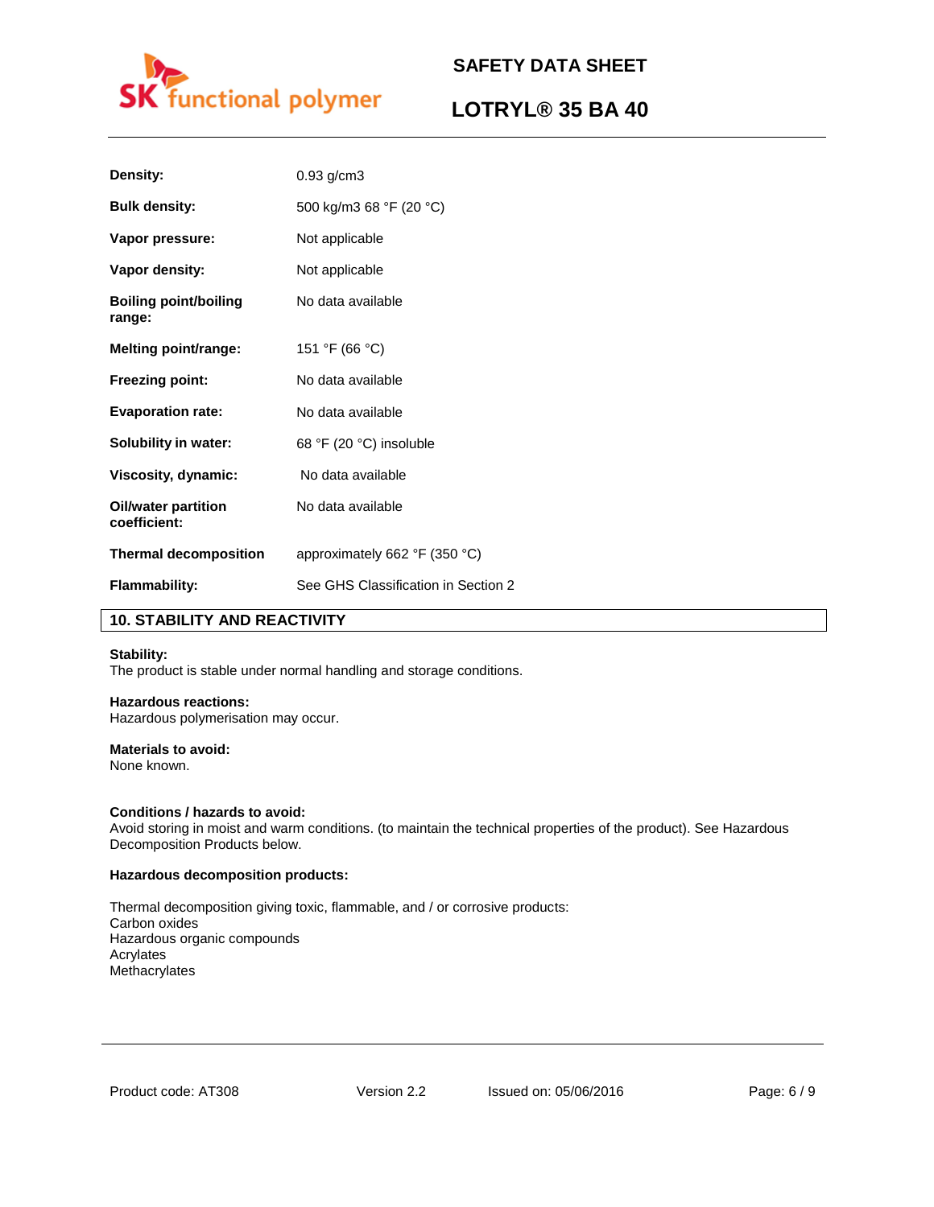| | |
|---|---|
| **Density:** | 0.93 g/cm3 |
| **Bulk density:** | 500 kg/m3 68 °F (20 °C) |
| **Vapor pressure:** | Not applicable |
| **Vapor density:** | Not applicable |
| **Boiling point/boiling range:** | No data available |
| **Melting point/range:** | 151 °F (66 °C) |
| **Freezing point:** | No data available |
| **Evaporation rate:** | No data available |
| **Solubility in water:** | 68 °F (20 °C) insoluble |
| **Viscosity, dynamic:** | No data available |
| **Oil/water partition coefficient:** | No data available |
| **Thermal decomposition** | approximately 662 °F (350 °C) |
| **Flammability:** | See GHS Classification in Section 2 |

## 10. STABILITY AND REACTIVITY

**Stability:**
The product is stable under normal handling and storage conditions.

**Hazardous reactions:**
Hazardous polymerisation may occur.

**Materials to avoid:**
None known.

**Conditions / hazards to avoid:**
Avoid storing in moist and warm conditions. (to maintain the technical properties of the product). See Hazardous Decomposition Products below.

**Hazardous decomposition products:**

Thermal decomposition giving toxic, flammable, and / or corrosive products:
Carbon oxides
Hazardous organic compounds
Acrylates
Methacrylates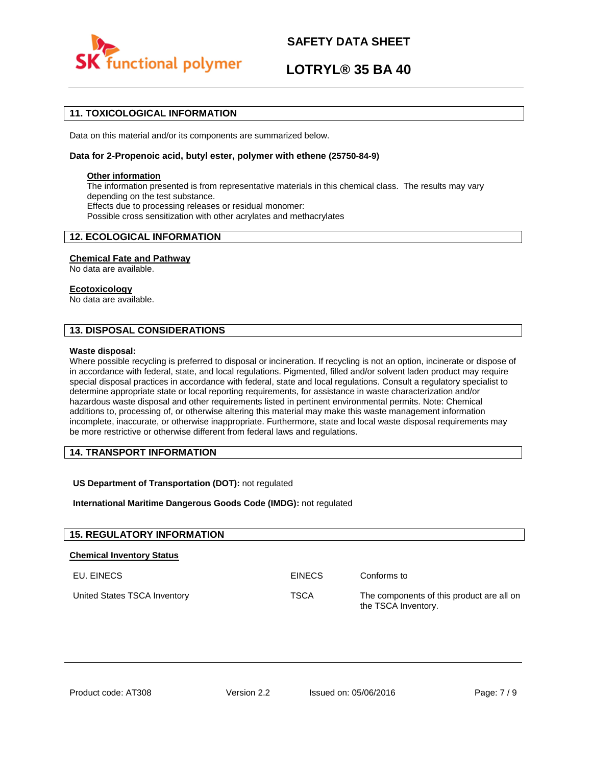## 11. TOXICOLOGICAL INFORMATION

Data on this material and/or its components are summarized below.

**Data for 2-Propenoic acid, butyl ester, polymer with ethene (25750-84-9)**

**Other information**

The information presented is from representative materials in this chemical class. The results may vary depending on the test substance.
Effects due to processing releases or residual monomer:
Possible cross sensitization with other acrylates and methacrylates

## 12. ECOLOGICAL INFORMATION

**Chemical Fate and Pathway**

No data are available.

**Ecotoxicology**

No data are available.

## 13. DISPOSAL CONSIDERATIONS

**Waste disposal:**

Where possible recycling is preferred to disposal or incineration. If recycling is not an option, incinerate or dispose of in accordance with federal, state, and local regulations. Pigmented, filled and/or solvent laden product may require special disposal practices in accordance with federal, state and local regulations. Consult a regulatory specialist to determine appropriate state or local reporting requirements, for assistance in waste characterization and/or hazardous waste disposal and other requirements listed in pertinent environmental permits. Note: Chemical additions to, processing of, or otherwise altering this material may make this waste management information incomplete, inaccurate, or otherwise inappropriate. Furthermore, state and local waste disposal requirements may be more restrictive or otherwise different from federal laws and regulations.

## 14. TRANSPORT INFORMATION

**US Department of Transportation (DOT):** not regulated

**International Maritime Dangerous Goods Code (IMDG):** not regulated

## 15. REGULATORY INFORMATION

**Chemical Inventory Status**

| | | |
|---|---|---|
| EU. EINECS | EINECS | Conforms to |
| United States TSCA Inventory | TSCA | The components of this product are all on the TSCA Inventory. |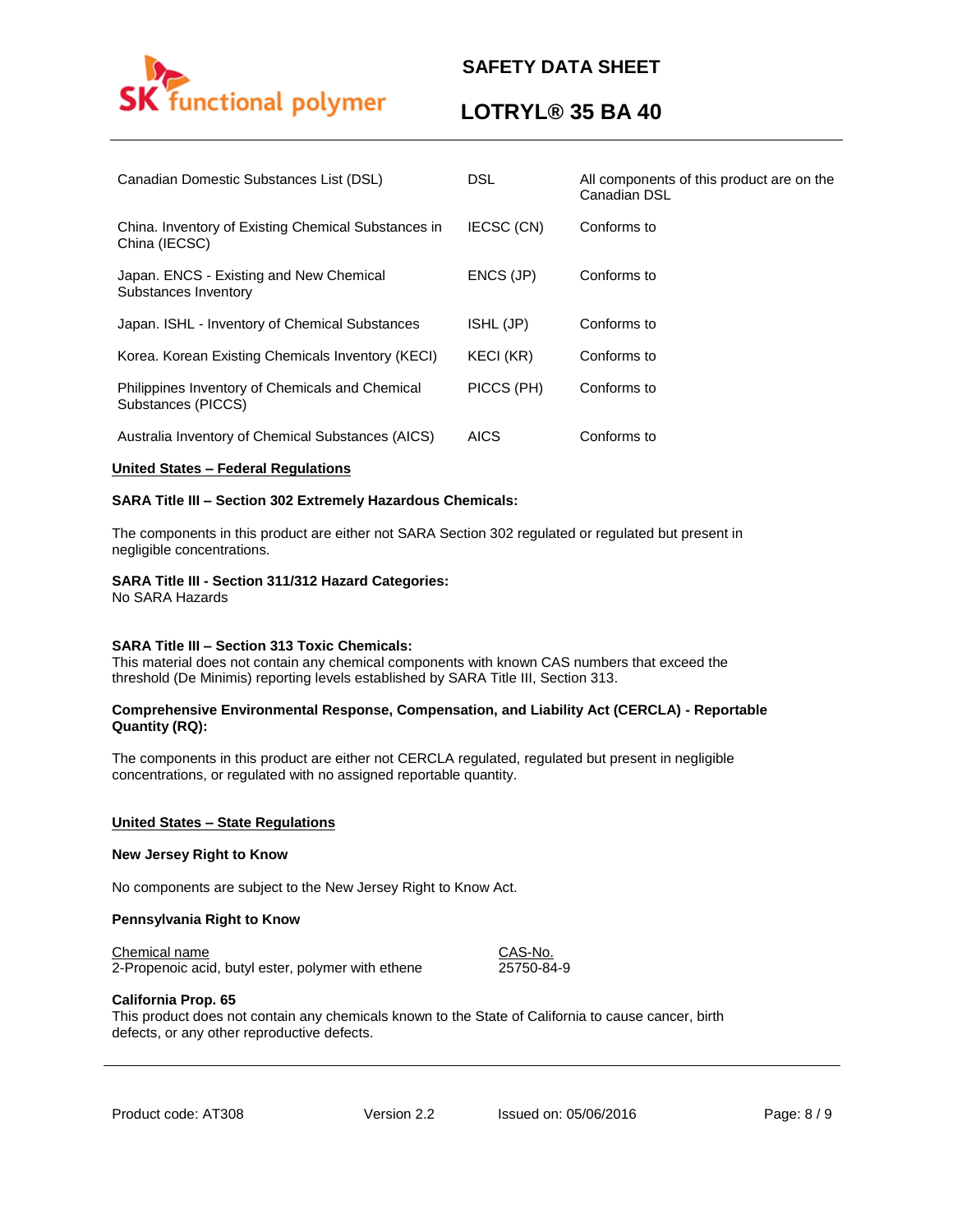| | | |
|---|---|---|
| Canadian Domestic Substances List (DSL) | DSL | All components of this product are on the Canadian DSL |
| China. Inventory of Existing Chemical Substances in China (IECSC) | IECSC (CN) | Conforms to |
| Japan. ENCS - Existing and New Chemical Substances Inventory | ENCS (JP) | Conforms to |
| Japan. ISHL - Inventory of Chemical Substances | ISHL (JP) | Conforms to |
| Korea. Korean Existing Chemicals Inventory (KECI) | KECI (KR) | Conforms to |
| Philippines Inventory of Chemicals and Chemical Substances (PICCS) | PICCS (PH) | Conforms to |
| Australia Inventory of Chemical Substances (AICS) | AICS | Conforms to |

**United States – Federal Regulations**

**SARA Title III – Section 302 Extremely Hazardous Chemicals:**

The components in this product are either not SARA Section 302 regulated or regulated but present in negligible concentrations.

**SARA Title III - Section 311/312 Hazard Categories:**
No SARA Hazards

**SARA Title III – Section 313 Toxic Chemicals:**
This material does not contain any chemical components with known CAS numbers that exceed the threshold (De Minimis) reporting levels established by SARA Title III, Section 313.

**Comprehensive Environmental Response, Compensation, and Liability Act (CERCLA) - Reportable Quantity (RQ):**

The components in this product are either not CERCLA regulated, regulated but present in negligible concentrations, or regulated with no assigned reportable quantity.

**United States – State Regulations**

**New Jersey Right to Know**

No components are subject to the New Jersey Right to Know Act.

**Pennsylvania Right to Know**

| Chemical name | CAS-No. |
|---|---|
| 2-Propenoic acid, butyl ester, polymer with ethene | 25750-84-9 |

**California Prop. 65**
This product does not contain any chemicals known to the State of California to cause cancer, birth defects, or any other reproductive defects.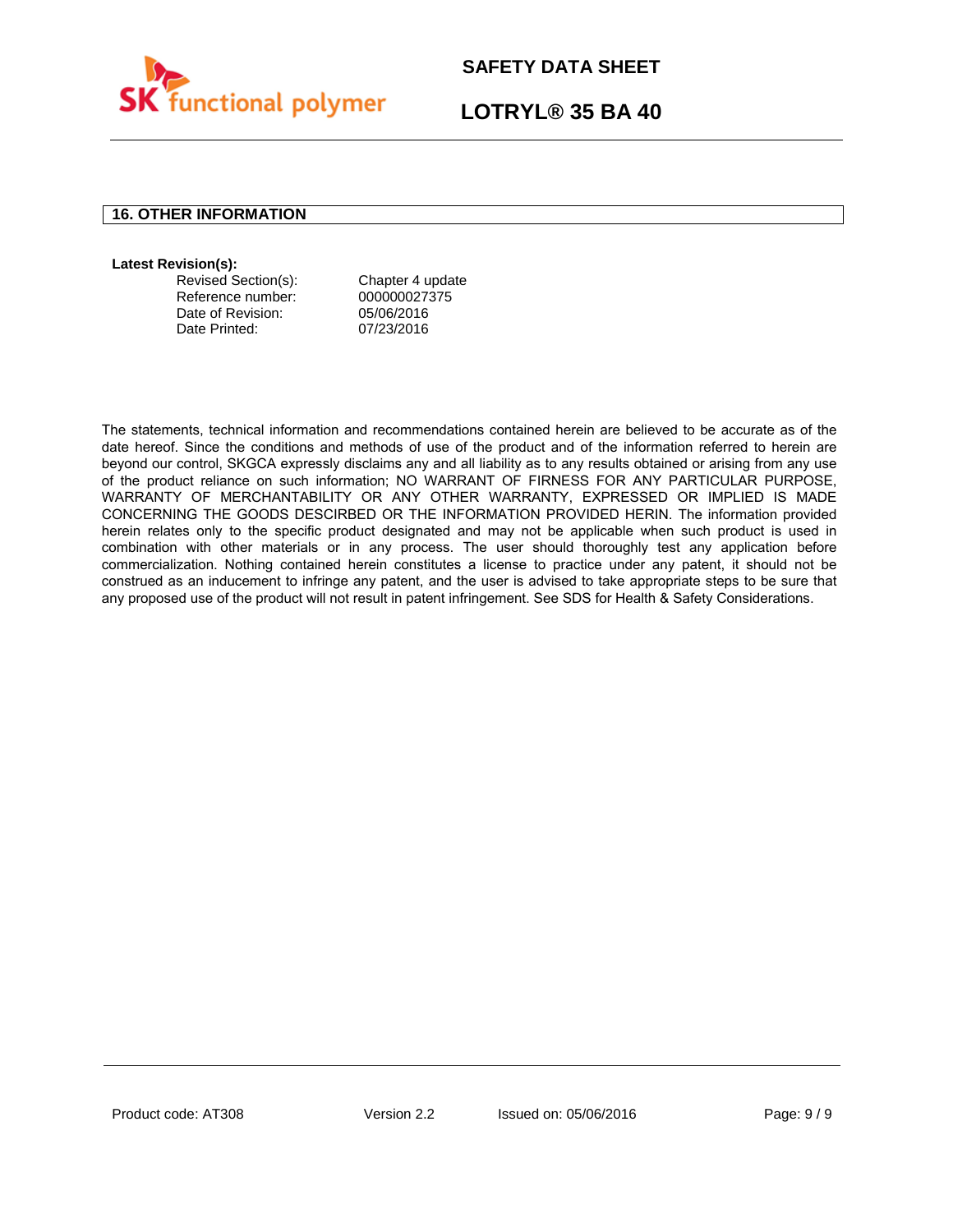## 16. OTHER INFORMATION

**Latest Revision(s):**

| | |
|---|---|
| Revised Section(s): | Chapter 4 update |
| Reference number: | 000000027375 |
| Date of Revision: | 05/06/2016 |
| Date Printed: | 07/23/2016 |

The statements, technical information and recommendations contained herein are believed to be accurate as of the date hereof. Since the conditions and methods of use of the product and of the information referred to herein are beyond our control, SKGCA expressly disclaims any and all liability as to any results obtained or arising from any use of the product reliance on such information; NO WARRANT OF FIRNESS FOR ANY PARTICULAR PURPOSE, WARRANTY OF MERCHANTABILITY OR ANY OTHER WARRANTY, EXPRESSED OR IMPLIED IS MADE CONCERNING THE GOODS DESCIRBED OR THE INFORMATION PROVIDED HERIN. The information provided herein relates only to the specific product designated and may not be applicable when such product is used in combination with other materials or in any process. The user should thoroughly test any application before commercialization. Nothing contained herein constitutes a license to practice under any patent, it should not be construed as an inducement to infringe any patent, and the user is advised to take appropriate steps to be sure that any proposed use of the product will not result in patent infringement. See SDS for Health & Safety Considerations.